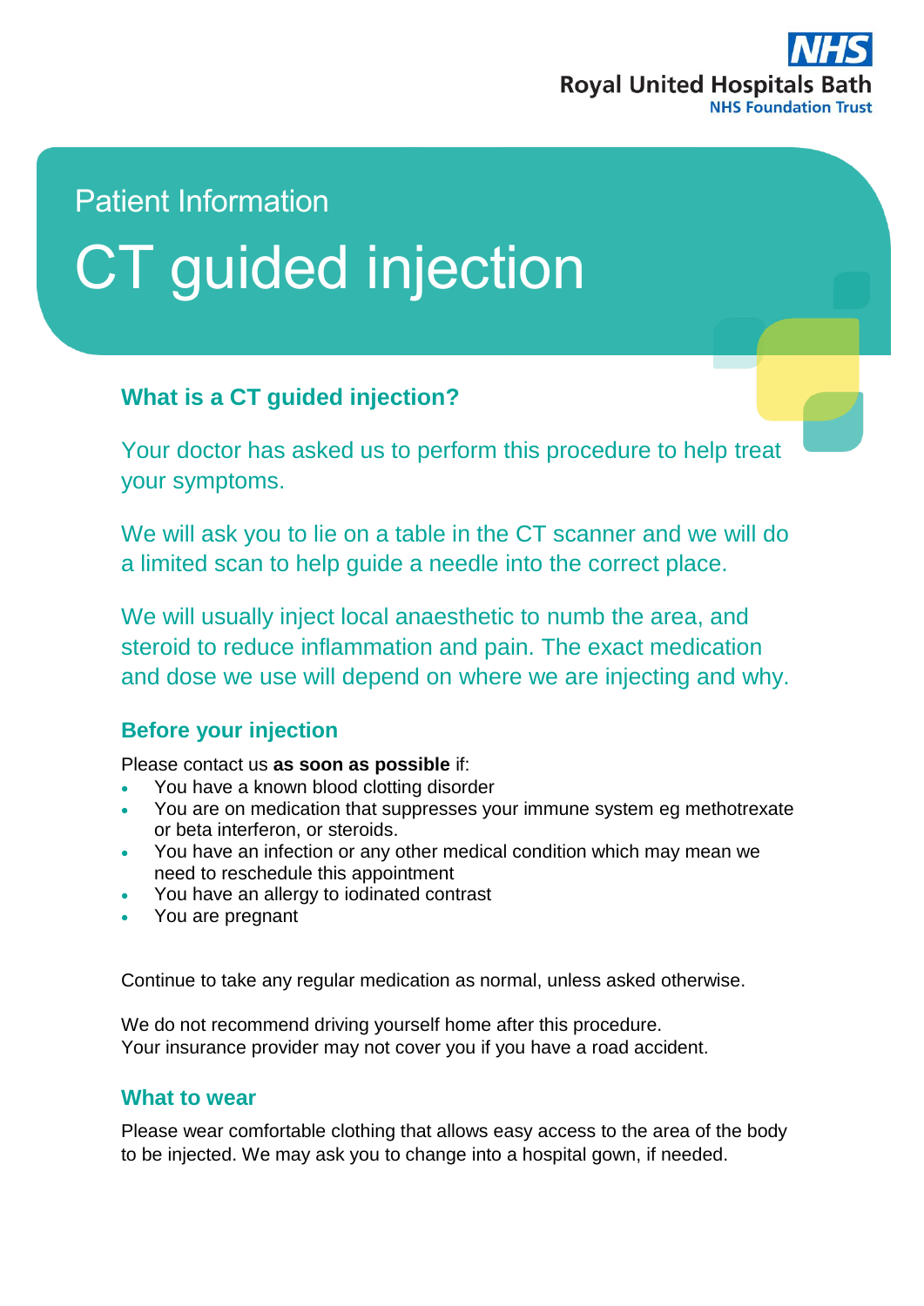NHS
Royal United Hospitals Bath
NHS Foundation Trust

Patient Information

# CT guided injection

## What is a CT guided injection?

Your doctor has asked us to perform this procedure to help treat your symptoms.

We will ask you to lie on a table in the CT scanner and we will do a limited scan to help guide a needle into the correct place.

We will usually inject local anaesthetic to numb the area, and steroid to reduce inflammation and pain. The exact medication and dose we use will depend on where we are injecting and why.

## Before your injection

Please contact us **as soon as possible** if:

- You have a known blood clotting disorder
- You are on medication that suppresses your immune system eg methotrexate or beta interferon, or steroids.
- You have an infection or any other medical condition which may mean we need to reschedule this appointment
- You have an allergy to iodinated contrast
- You are pregnant

Continue to take any regular medication as normal, unless asked otherwise.

We do not recommend driving yourself home after this procedure.
Your insurance provider may not cover you if you have a road accident.

## What to wear

Please wear comfortable clothing that allows easy access to the area of the body to be injected. We may ask you to change into a hospital gown, if needed.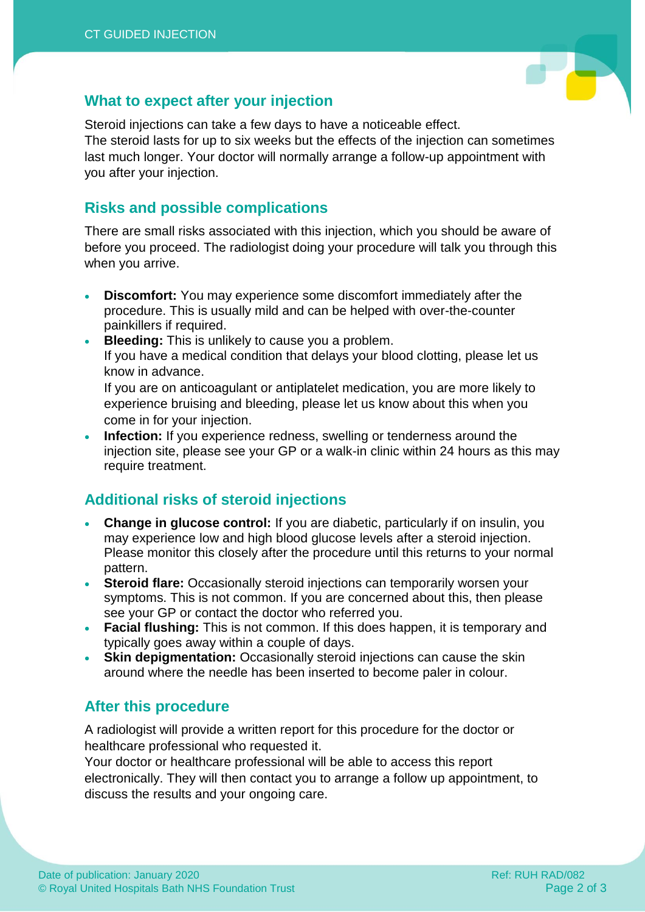## What to expect after your injection

Steroid injections can take a few days to have a noticeable effect.
The steroid lasts for up to six weeks but the effects of the injection can sometimes last much longer. Your doctor will normally arrange a follow-up appointment with you after your injection.

## Risks and possible complications

There are small risks associated with this injection, which you should be aware of before you proceed. The radiologist doing your procedure will talk you through this when you arrive.

- **Discomfort:** You may experience some discomfort immediately after the procedure. This is usually mild and can be helped with over-the-counter painkillers if required.
- **Bleeding:** This is unlikely to cause you a problem.
  If you have a medical condition that delays your blood clotting, please let us know in advance.
  If you are on anticoagulant or antiplatelet medication, you are more likely to experience bruising and bleeding, please let us know about this when you come in for your injection.
- **Infection:** If you experience redness, swelling or tenderness around the injection site, please see your GP or a walk-in clinic within 24 hours as this may require treatment.

## Additional risks of steroid injections

- **Change in glucose control:** If you are diabetic, particularly if on insulin, you may experience low and high blood glucose levels after a steroid injection. Please monitor this closely after the procedure until this returns to your normal pattern.
- **Steroid flare:** Occasionally steroid injections can temporarily worsen your symptoms. This is not common. If you are concerned about this, then please see your GP or contact the doctor who referred you.
- **Facial flushing:** This is not common. If this does happen, it is temporary and typically goes away within a couple of days.
- **Skin depigmentation:** Occasionally steroid injections can cause the skin around where the needle has been inserted to become paler in colour.

## After this procedure

A radiologist will provide a written report for this procedure for the doctor or healthcare professional who requested it.
Your doctor or healthcare professional will be able to access this report electronically. They will then contact you to arrange a follow up appointment, to discuss the results and your ongoing care.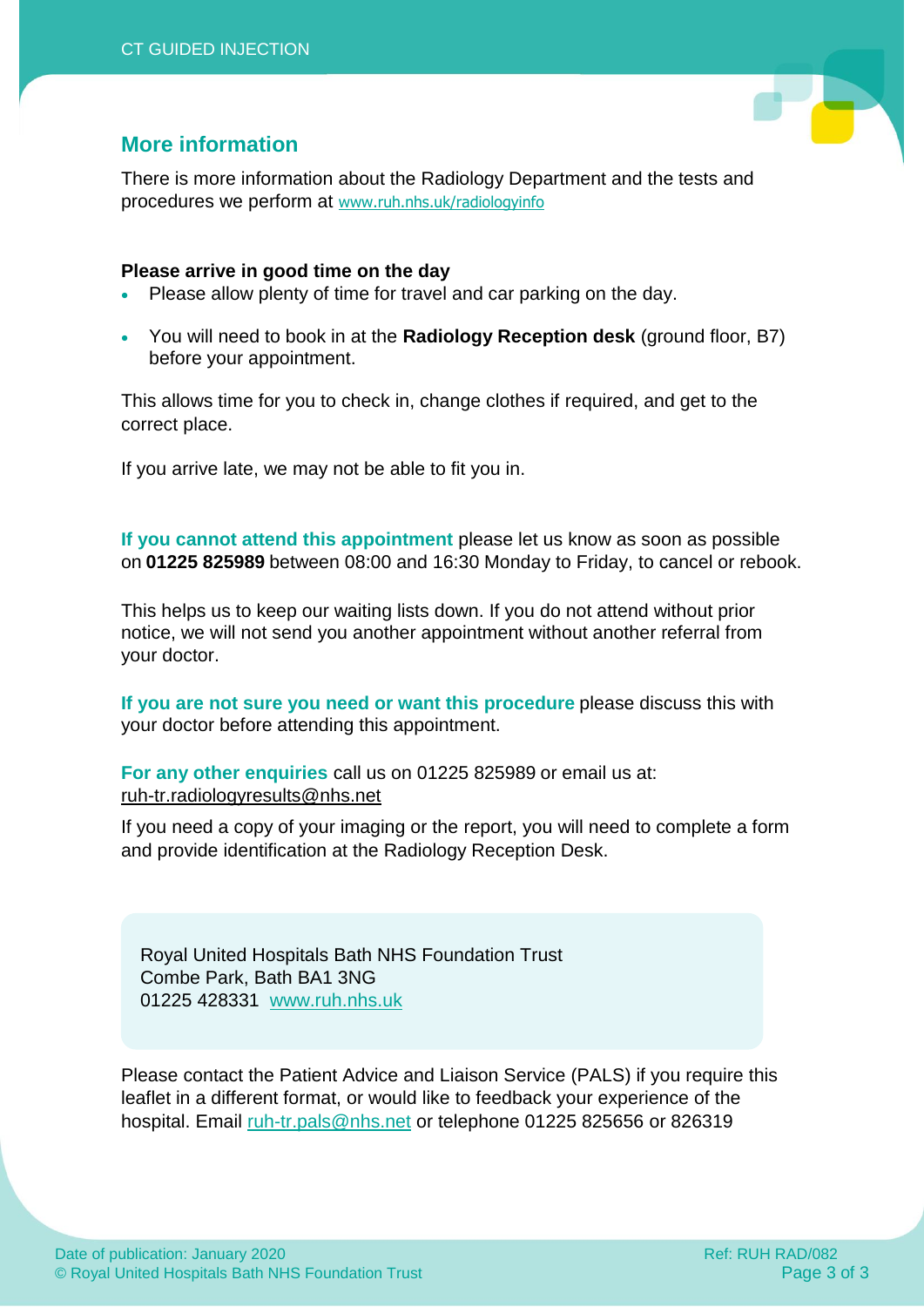## More information

There is more information about the Radiology Department and the tests and procedures we perform at www.ruh.nhs.uk/radiologyinfo

**Please arrive in good time on the day**

- Please allow plenty of time for travel and car parking on the day.
- You will need to book in at the **Radiology Reception desk** (ground floor, B7) before your appointment.

This allows time for you to check in, change clothes if required, and get to the correct place.

If you arrive late, we may not be able to fit you in.

**If you cannot attend this appointment** please let us know as soon as possible on **01225 825989** between 08:00 and 16:30 Monday to Friday, to cancel or rebook.

This helps us to keep our waiting lists down. If you do not attend without prior notice, we will not send you another appointment without another referral from your doctor.

**If you are not sure you need or want this procedure** please discuss this with your doctor before attending this appointment.

**For any other enquiries** call us on 01225 825989 or email us at: ruh-tr.radiologyresults@nhs.net

If you need a copy of your imaging or the report, you will need to complete a form and provide identification at the Radiology Reception Desk.

Royal United Hospitals Bath NHS Foundation Trust
Combe Park, Bath BA1 3NG
01225 428331 www.ruh.nhs.uk

Please contact the Patient Advice and Liaison Service (PALS) if you require this leaflet in a different format, or would like to feedback your experience of the hospital. Email ruh-tr.pals@nhs.net or telephone 01225 825656 or 826319

Date of publication: January 2020
© Royal United Hospitals Bath NHS Foundation Trust
Ref: RUH RAD/082